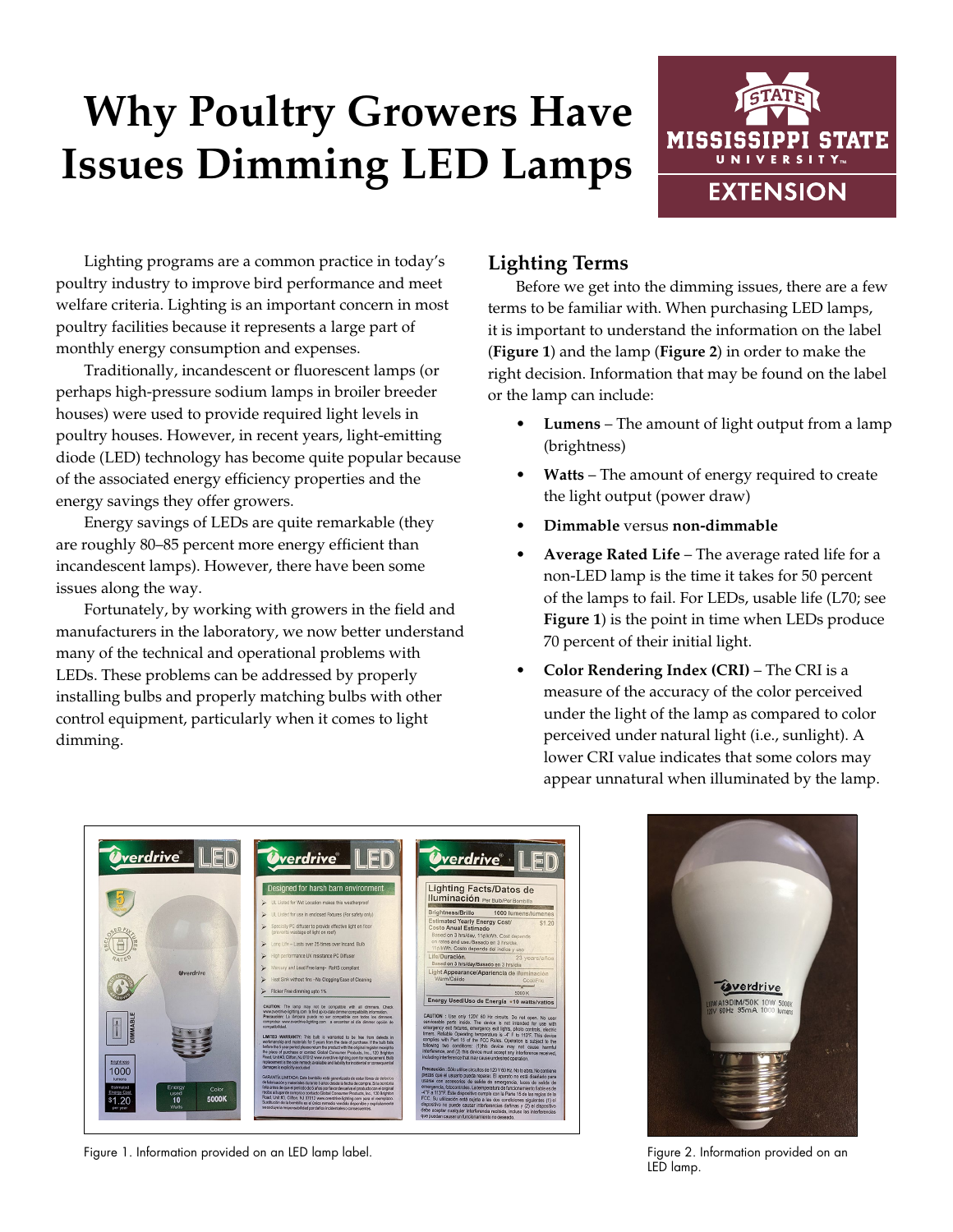# Why Poultry Growers Have Issues Dimming LED Lamps

Lighting programs are a common practice in today's poultry industry to improve bird performance and meet welfare criteria. Lighting is an important concern in most poultry facilities because it represents a large part of monthly energy consumption and expenses.

Traditionally, incandescent or fluorescent lamps (or perhaps high-pressure sodium lamps in broiler breeder houses) were used to provide required light levels in poultry houses. However, in recent years, light-emitting diode (LED) technology has become quite popular because of the associated energy efficiency properties and the energy savings they offer growers.

Energy savings of LEDs are quite remarkable (they are roughly 80–85 percent more energy efficient than incandescent lamps). However, there have been some issues along the way.

Fortunately, by working with growers in the field and manufacturers in the laboratory, we now better understand many of the technical and operational problems with LEDs. These problems can be addressed by properly installing bulbs and properly matching bulbs with other control equipment, particularly when it comes to light dimming.

## Lighting Terms

Before we get into the dimming issues, there are a few terms to be familiar with. When purchasing LED lamps, it is important to understand the information on the label (**Figure 1**) and the lamp (**Figure 2**) in order to make the right decision. Information that may be found on the label or the lamp can include:

- **Lumens** – The amount of light output from a lamp (brightness)
- **Watts** – The amount of energy required to create the light output (power draw)
- **Dimmable** versus **non-dimmable**
- **Average Rated Life** – The average rated life for a non-LED lamp is the time it takes for 50 percent of the lamps to fail. For LEDs, usable life (L70; see **Figure 1**) is the point in time when LEDs produce 70 percent of their initial light.
- **Color Rendering Index (CRI)** – The CRI is a measure of the accuracy of the color perceived under the light of the lamp as compared to color perceived under natural light (i.e., sunlight). A lower CRI value indicates that some colors may appear unnatural when illuminated by the lamp.

Figure 1. Information provided on an LED lamp label.

Figure 2. Information provided on an LED lamp.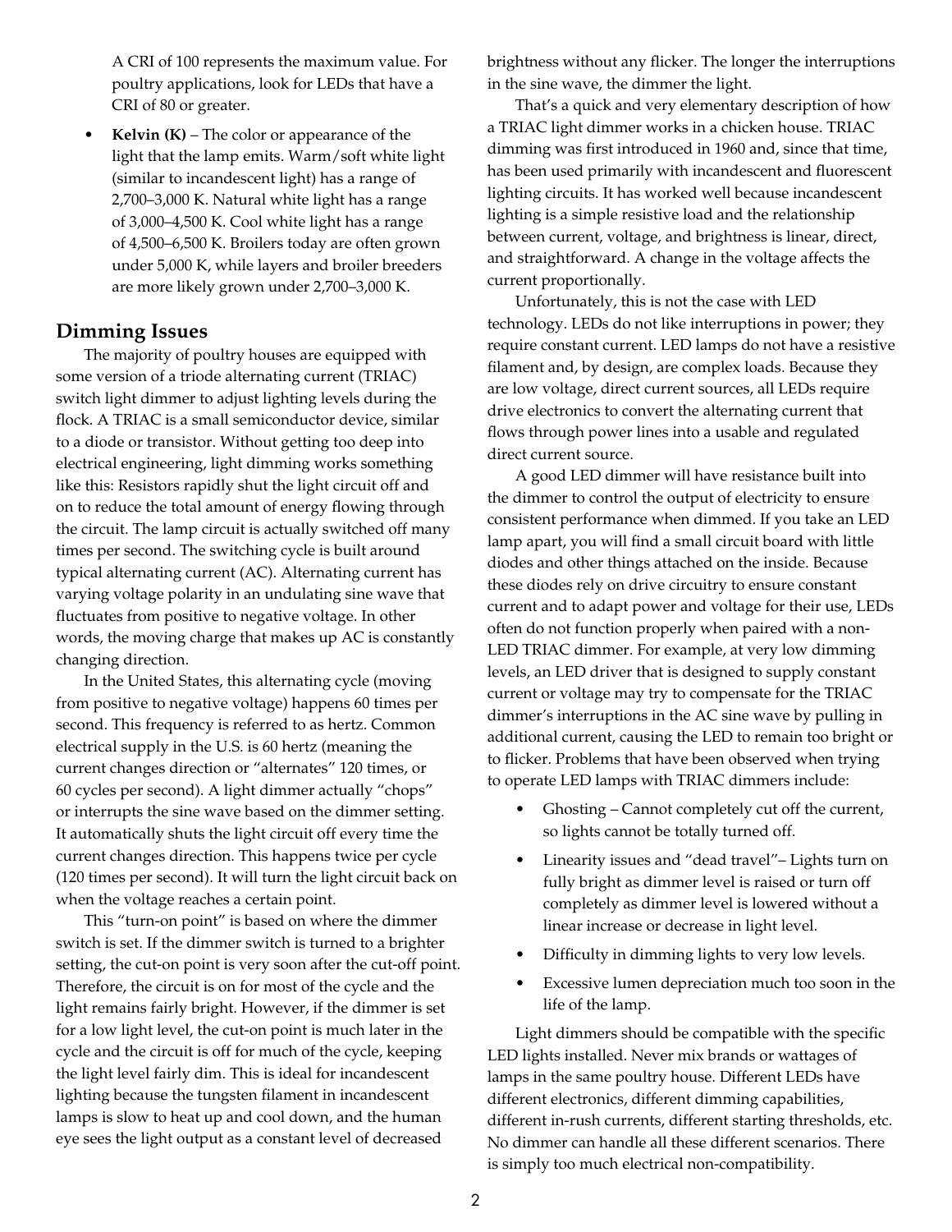A CRI of 100 represents the maximum value. For poultry applications, look for LEDs that have a CRI of 80 or greater.

- **Kelvin (K)** – The color or appearance of the light that the lamp emits. Warm/soft white light (similar to incandescent light) has a range of 2,700–3,000 K. Natural white light has a range of 3,000–4,500 K. Cool white light has a range of 4,500–6,500 K. Broilers today are often grown under 5,000 K, while layers and broiler breeders are more likely grown under 2,700–3,000 K.

## Dimming Issues

The majority of poultry houses are equipped with some version of a triode alternating current (TRIAC) switch light dimmer to adjust lighting levels during the flock. A TRIAC is a small semiconductor device, similar to a diode or transistor. Without getting too deep into electrical engineering, light dimming works something like this: Resistors rapidly shut the light circuit off and on to reduce the total amount of energy flowing through the circuit. The lamp circuit is actually switched off many times per second. The switching cycle is built around typical alternating current (AC). Alternating current has varying voltage polarity in an undulating sine wave that fluctuates from positive to negative voltage. In other words, the moving charge that makes up AC is constantly changing direction.

In the United States, this alternating cycle (moving from positive to negative voltage) happens 60 times per second. This frequency is referred to as hertz. Common electrical supply in the U.S. is 60 hertz (meaning the current changes direction or "alternates" 120 times, or 60 cycles per second). A light dimmer actually "chops" or interrupts the sine wave based on the dimmer setting. It automatically shuts the light circuit off every time the current changes direction. This happens twice per cycle (120 times per second). It will turn the light circuit back on when the voltage reaches a certain point.

This "turn-on point" is based on where the dimmer switch is set. If the dimmer switch is turned to a brighter setting, the cut-on point is very soon after the cut-off point. Therefore, the circuit is on for most of the cycle and the light remains fairly bright. However, if the dimmer is set for a low light level, the cut-on point is much later in the cycle and the circuit is off for much of the cycle, keeping the light level fairly dim. This is ideal for incandescent lighting because the tungsten filament in incandescent lamps is slow to heat up and cool down, and the human eye sees the light output as a constant level of decreased brightness without any flicker. The longer the interruptions in the sine wave, the dimmer the light.

That's a quick and very elementary description of how a TRIAC light dimmer works in a chicken house. TRIAC dimming was first introduced in 1960 and, since that time, has been used primarily with incandescent and fluorescent lighting circuits. It has worked well because incandescent lighting is a simple resistive load and the relationship between current, voltage, and brightness is linear, direct, and straightforward. A change in the voltage affects the current proportionally.

Unfortunately, this is not the case with LED technology. LEDs do not like interruptions in power; they require constant current. LED lamps do not have a resistive filament and, by design, are complex loads. Because they are low voltage, direct current sources, all LEDs require drive electronics to convert the alternating current that flows through power lines into a usable and regulated direct current source.

A good LED dimmer will have resistance built into the dimmer to control the output of electricity to ensure consistent performance when dimmed. If you take an LED lamp apart, you will find a small circuit board with little diodes and other things attached on the inside. Because these diodes rely on drive circuitry to ensure constant current and to adapt power and voltage for their use, LEDs often do not function properly when paired with a non-LED TRIAC dimmer. For example, at very low dimming levels, an LED driver that is designed to supply constant current or voltage may try to compensate for the TRIAC dimmer's interruptions in the AC sine wave by pulling in additional current, causing the LED to remain too bright or to flicker. Problems that have been observed when trying to operate LED lamps with TRIAC dimmers include:

- Ghosting – Cannot completely cut off the current, so lights cannot be totally turned off.
- Linearity issues and "dead travel"– Lights turn on fully bright as dimmer level is raised or turn off completely as dimmer level is lowered without a linear increase or decrease in light level.
- Difficulty in dimming lights to very low levels.
- Excessive lumen depreciation much too soon in the life of the lamp.

Light dimmers should be compatible with the specific LED lights installed. Never mix brands or wattages of lamps in the same poultry house. Different LEDs have different electronics, different dimming capabilities, different in-rush currents, different starting thresholds, etc. No dimmer can handle all these different scenarios. There is simply too much electrical non-compatibility.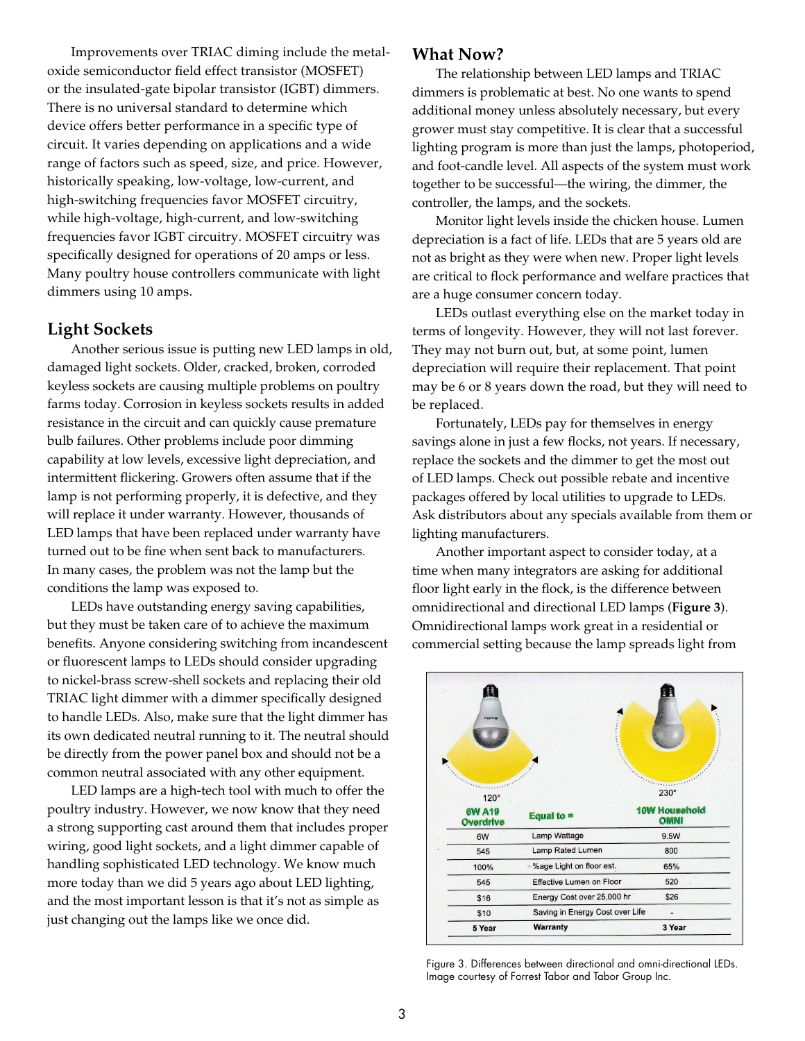Improvements over TRIAC diming include the metal-oxide semiconductor field effect transistor (MOSFET) or the insulated-gate bipolar transistor (IGBT) dimmers. There is no universal standard to determine which device offers better performance in a specific type of circuit. It varies depending on applications and a wide range of factors such as speed, size, and price. However, historically speaking, low-voltage, low-current, and high-switching frequencies favor MOSFET circuitry, while high-voltage, high-current, and low-switching frequencies favor IGBT circuitry. MOSFET circuitry was specifically designed for operations of 20 amps or less. Many poultry house controllers communicate with light dimmers using 10 amps.

## Light Sockets

Another serious issue is putting new LED lamps in old, damaged light sockets. Older, cracked, broken, corroded keyless sockets are causing multiple problems on poultry farms today. Corrosion in keyless sockets results in added resistance in the circuit and can quickly cause premature bulb failures. Other problems include poor dimming capability at low levels, excessive light depreciation, and intermittent flickering. Growers often assume that if the lamp is not performing properly, it is defective, and they will replace it under warranty. However, thousands of LED lamps that have been replaced under warranty have turned out to be fine when sent back to manufacturers. In many cases, the problem was not the lamp but the conditions the lamp was exposed to.

LEDs have outstanding energy saving capabilities, but they must be taken care of to achieve the maximum benefits. Anyone considering switching from incandescent or fluorescent lamps to LEDs should consider upgrading to nickel-brass screw-shell sockets and replacing their old TRIAC light dimmer with a dimmer specifically designed to handle LEDs. Also, make sure that the light dimmer has its own dedicated neutral running to it. The neutral should be directly from the power panel box and should not be a common neutral associated with any other equipment.

LED lamps are a high-tech tool with much to offer the poultry industry. However, we now know that they need a strong supporting cast around them that includes proper wiring, good light sockets, and a light dimmer capable of handling sophisticated LED technology. We know much more today than we did 5 years ago about LED lighting, and the most important lesson is that it's not as simple as just changing out the lamps like we once did.

## What Now?

The relationship between LED lamps and TRIAC dimmers is problematic at best. No one wants to spend additional money unless absolutely necessary, but every grower must stay competitive. It is clear that a successful lighting program is more than just the lamps, photoperiod, and foot-candle level. All aspects of the system must work together to be successful—the wiring, the dimmer, the controller, the lamps, and the sockets.

Monitor light levels inside the chicken house. Lumen depreciation is a fact of life. LEDs that are 5 years old are not as bright as they were when new. Proper light levels are critical to flock performance and welfare practices that are a huge consumer concern today.

LEDs outlast everything else on the market today in terms of longevity. However, they will not last forever. They may not burn out, but, at some point, lumen depreciation will require their replacement. That point may be 6 or 8 years down the road, but they will need to be replaced.

Fortunately, LEDs pay for themselves in energy savings alone in just a few flocks, not years. If necessary, replace the sockets and the dimmer to get the most out of LED lamps. Check out possible rebate and incentive packages offered by local utilities to upgrade to LEDs. Ask distributors about any specials available from them or lighting manufacturers.

Another important aspect to consider today, at a time when many integrators are asking for additional floor light early in the flock, is the difference between omnidirectional and directional LED lamps (**Figure 3**). Omnidirectional lamps work great in a residential or commercial setting because the lamp spreads light from

| 120° 6W A19 Overdrive | Equal to = | 230° 10W Household OMNI |
|---|---|---|
| 6W | Lamp Wattage | 9.5W |
| 545 | Lamp Rated Lumen | 800 |
| 100% | %age Light on floor est. | 65% |
| 545 | Effective Lumen on Floor | 520 |
| $16 | Energy Cost over 25,000 hr | $26 |
| $10 | Saving in Energy Cost over Life | - |
| 5 Year | Warranty | 3 Year |

Figure 3. Differences between directional and omni-directional LEDs. Image courtesy of Forrest Tabor and Tabor Group Inc.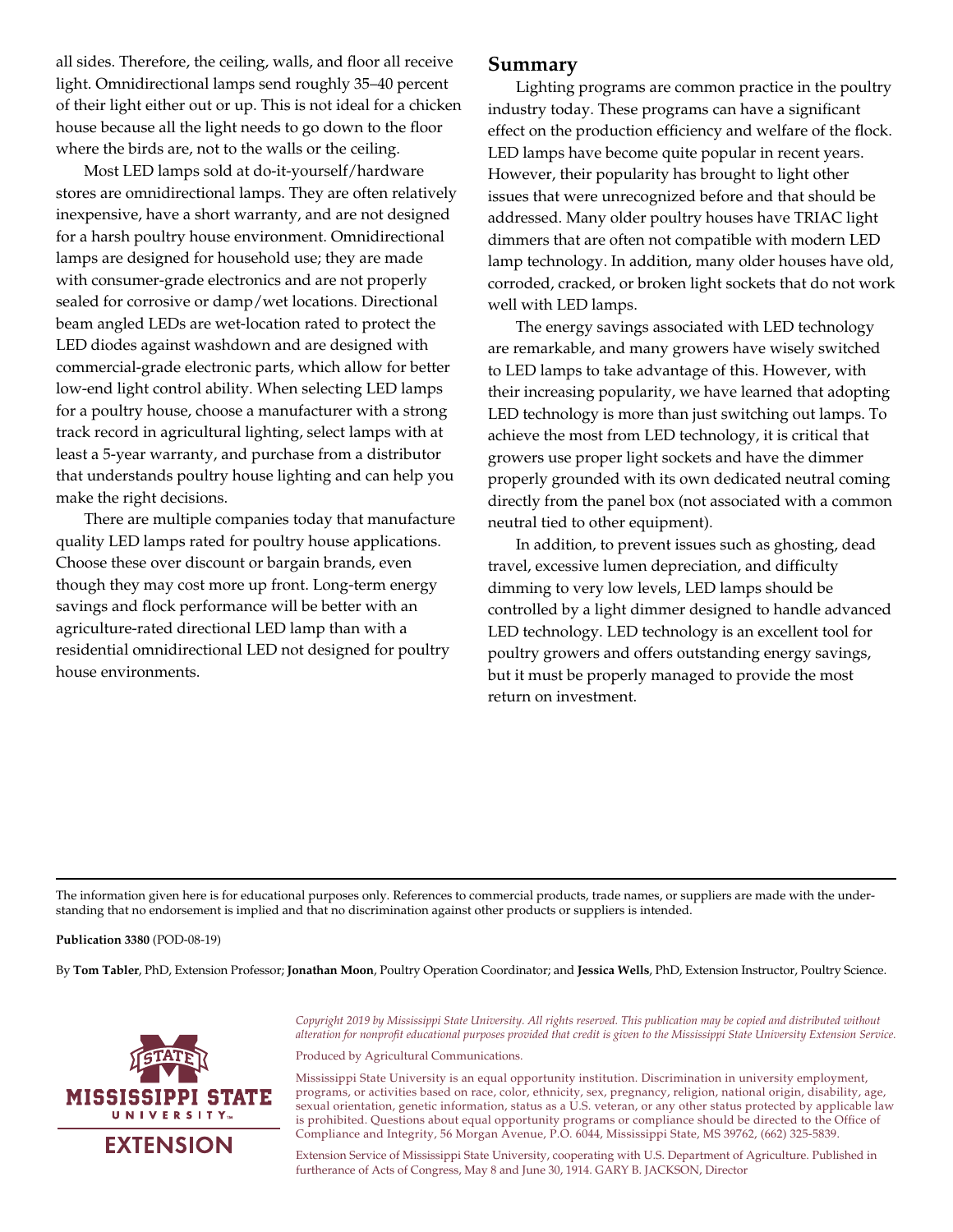all sides. Therefore, the ceiling, walls, and floor all receive light. Omnidirectional lamps send roughly 35–40 percent of their light either out or up. This is not ideal for a chicken house because all the light needs to go down to the floor where the birds are, not to the walls or the ceiling.

Most LED lamps sold at do-it-yourself/hardware stores are omnidirectional lamps. They are often relatively inexpensive, have a short warranty, and are not designed for a harsh poultry house environment. Omnidirectional lamps are designed for household use; they are made with consumer-grade electronics and are not properly sealed for corrosive or damp/wet locations. Directional beam angled LEDs are wet-location rated to protect the LED diodes against washdown and are designed with commercial-grade electronic parts, which allow for better low-end light control ability. When selecting LED lamps for a poultry house, choose a manufacturer with a strong track record in agricultural lighting, select lamps with at least a 5-year warranty, and purchase from a distributor that understands poultry house lighting and can help you make the right decisions.

There are multiple companies today that manufacture quality LED lamps rated for poultry house applications. Choose these over discount or bargain brands, even though they may cost more up front. Long-term energy savings and flock performance will be better with an agriculture-rated directional LED lamp than with a residential omnidirectional LED not designed for poultry house environments.

## Summary

Lighting programs are common practice in the poultry industry today. These programs can have a significant effect on the production efficiency and welfare of the flock. LED lamps have become quite popular in recent years. However, their popularity has brought to light other issues that were unrecognized before and that should be addressed. Many older poultry houses have TRIAC light dimmers that are often not compatible with modern LED lamp technology. In addition, many older houses have old, corroded, cracked, or broken light sockets that do not work well with LED lamps.

The energy savings associated with LED technology are remarkable, and many growers have wisely switched to LED lamps to take advantage of this. However, with their increasing popularity, we have learned that adopting LED technology is more than just switching out lamps. To achieve the most from LED technology, it is critical that growers use proper light sockets and have the dimmer properly grounded with its own dedicated neutral coming directly from the panel box (not associated with a common neutral tied to other equipment).

In addition, to prevent issues such as ghosting, dead travel, excessive lumen depreciation, and difficulty dimming to very low levels, LED lamps should be controlled by a light dimmer designed to handle advanced LED technology. LED technology is an excellent tool for poultry growers and offers outstanding energy savings, but it must be properly managed to provide the most return on investment.

---

The information given here is for educational purposes only. References to commercial products, trade names, or suppliers are made with the understanding that no endorsement is implied and that no discrimination against other products or suppliers is intended.

**Publication 3380** (POD-08-19)

By **Tom Tabler**, PhD, Extension Professor; **Jonathan Moon**, Poultry Operation Coordinator; and **Jessica Wells**, PhD, Extension Instructor, Poultry Science.

MISSISSIPPI STATE UNIVERSITY EXTENSION

*Copyright 2019 by Mississippi State University. All rights reserved. This publication may be copied and distributed without alteration for nonprofit educational purposes provided that credit is given to the Mississippi State University Extension Service.*

Produced by Agricultural Communications.

Mississippi State University is an equal opportunity institution. Discrimination in university employment, programs, or activities based on race, color, ethnicity, sex, pregnancy, religion, national origin, disability, age, sexual orientation, genetic information, status as a U.S. veteran, or any other status protected by applicable law is prohibited. Questions about equal opportunity programs or compliance should be directed to the Office of Compliance and Integrity, 56 Morgan Avenue, P.O. 6044, Mississippi State, MS 39762, (662) 325-5839.

Extension Service of Mississippi State University, cooperating with U.S. Department of Agriculture. Published in furtherance of Acts of Congress, May 8 and June 30, 1914. GARY B. JACKSON, Director